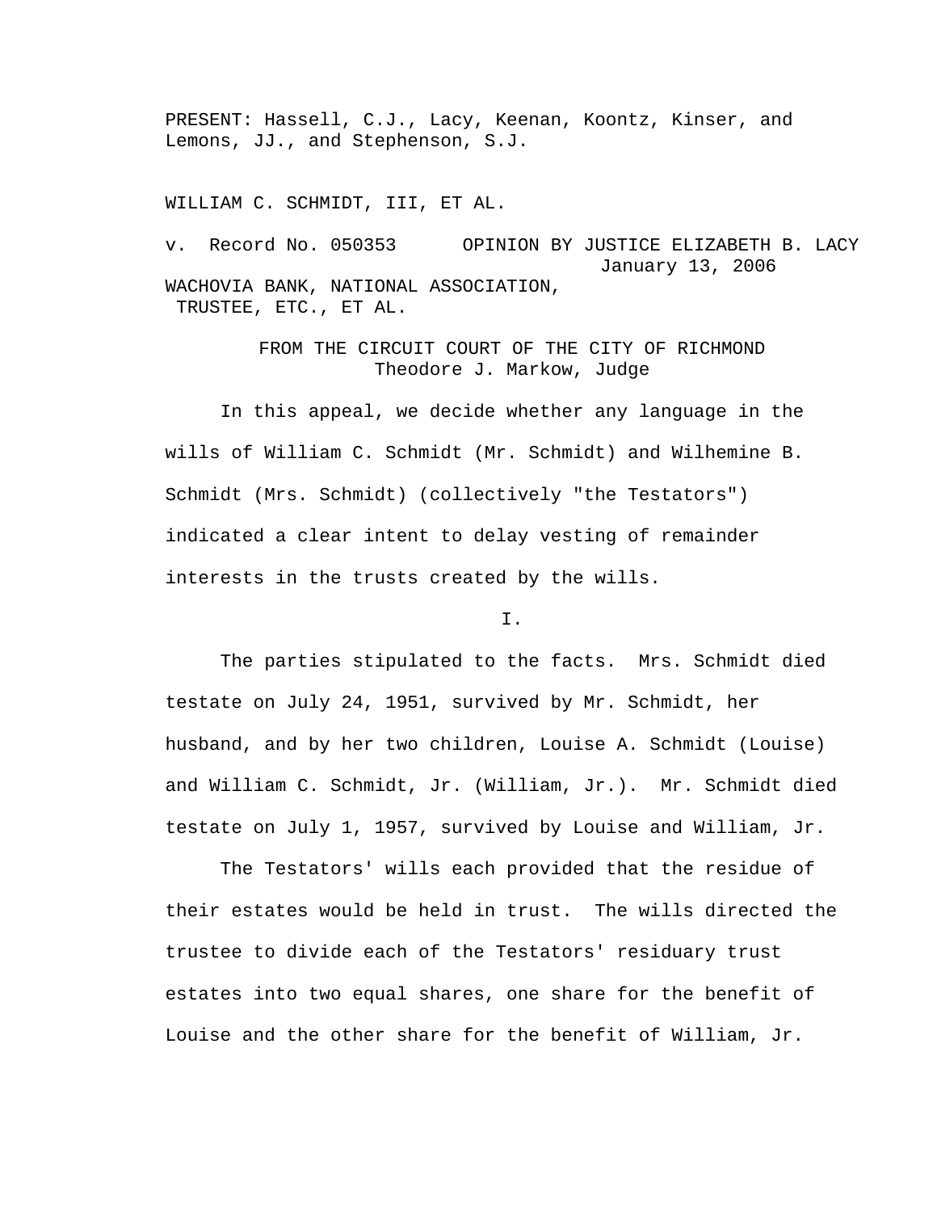PRESENT: Hassell, C.J., Lacy, Keenan, Koontz, Kinser, and Lemons, JJ., and Stephenson, S.J.

WILLIAM C. SCHMIDT, III, ET AL.

v. Record No. 050353 OPINION BY JUSTICE ELIZABETH B. LACY
January 13, 2006

WACHOVIA BANK, NATIONAL ASSOCIATION, TRUSTEE, ETC., ET AL.

FROM THE CIRCUIT COURT OF THE CITY OF RICHMOND
Theodore J. Markow, Judge

In this appeal, we decide whether any language in the wills of William C. Schmidt (Mr. Schmidt) and Wilhemine B. Schmidt (Mrs. Schmidt) (collectively "the Testators") indicated a clear intent to delay vesting of remainder interests in the trusts created by the wills.

I.

The parties stipulated to the facts. Mrs. Schmidt died testate on July 24, 1951, survived by Mr. Schmidt, her husband, and by her two children, Louise A. Schmidt (Louise) and William C. Schmidt, Jr. (William, Jr.). Mr. Schmidt died testate on July 1, 1957, survived by Louise and William, Jr.

The Testators' wills each provided that the residue of their estates would be held in trust. The wills directed the trustee to divide each of the Testators' residuary trust estates into two equal shares, one share for the benefit of Louise and the other share for the benefit of William, Jr.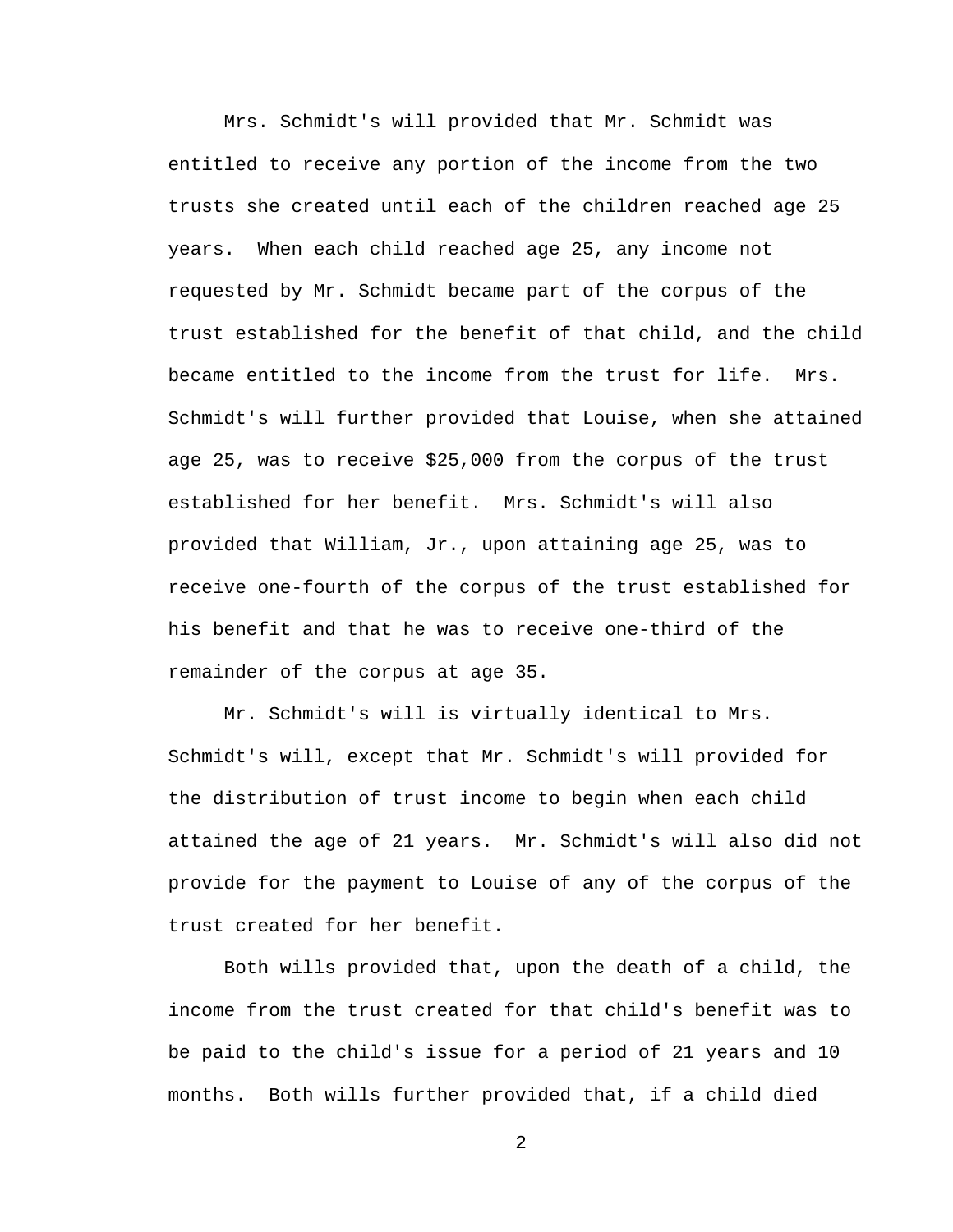Mrs. Schmidt's will provided that Mr. Schmidt was entitled to receive any portion of the income from the two trusts she created until each of the children reached age 25 years. When each child reached age 25, any income not requested by Mr. Schmidt became part of the corpus of the trust established for the benefit of that child, and the child became entitled to the income from the trust for life. Mrs. Schmidt's will further provided that Louise, when she attained age 25, was to receive $25,000 from the corpus of the trust established for her benefit. Mrs. Schmidt's will also provided that William, Jr., upon attaining age 25, was to receive one-fourth of the corpus of the trust established for his benefit and that he was to receive one-third of the remainder of the corpus at age 35.

Mr. Schmidt's will is virtually identical to Mrs. Schmidt's will, except that Mr. Schmidt's will provided for the distribution of trust income to begin when each child attained the age of 21 years. Mr. Schmidt's will also did not provide for the payment to Louise of any of the corpus of the trust created for her benefit.

Both wills provided that, upon the death of a child, the income from the trust created for that child's benefit was to be paid to the child's issue for a period of 21 years and 10 months. Both wills further provided that, if a child died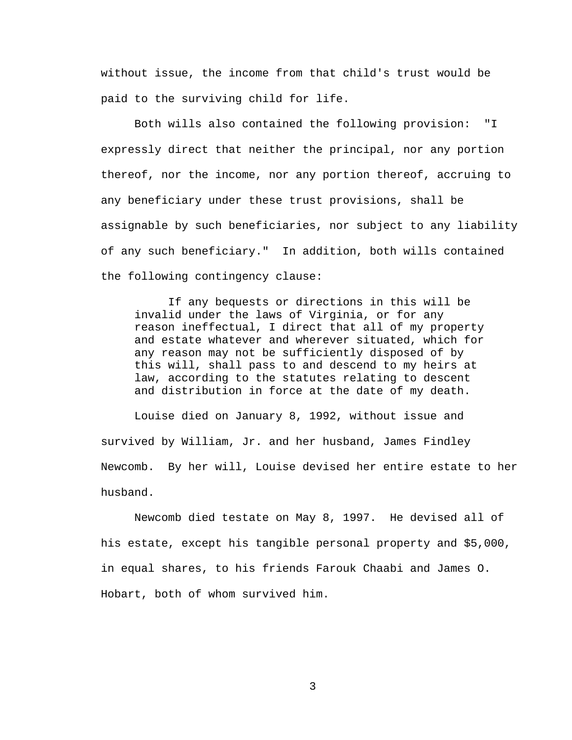without issue, the income from that child's trust would be paid to the surviving child for life.

Both wills also contained the following provision: "I expressly direct that neither the principal, nor any portion thereof, nor the income, nor any portion thereof, accruing to any beneficiary under these trust provisions, shall be assignable by such beneficiaries, nor subject to any liability of any such beneficiary." In addition, both wills contained the following contingency clause:

> If any bequests or directions in this will be invalid under the laws of Virginia, or for any reason ineffectual, I direct that all of my property and estate whatever and wherever situated, which for any reason may not be sufficiently disposed of by this will, shall pass to and descend to my heirs at law, according to the statutes relating to descent and distribution in force at the date of my death.

Louise died on January 8, 1992, without issue and survived by William, Jr. and her husband, James Findley Newcomb. By her will, Louise devised her entire estate to her husband.

Newcomb died testate on May 8, 1997. He devised all of his estate, except his tangible personal property and $5,000, in equal shares, to his friends Farouk Chaabi and James O. Hobart, both of whom survived him.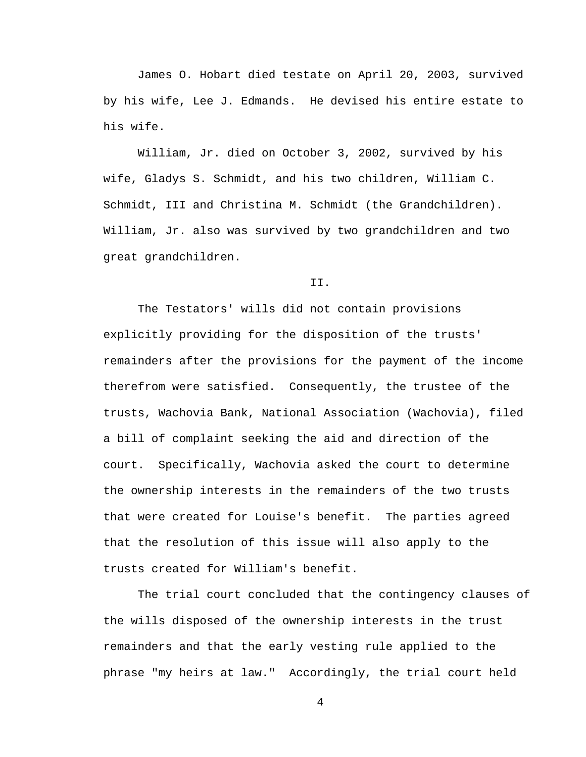James O. Hobart died testate on April 20, 2003, survived by his wife, Lee J. Edmands. He devised his entire estate to his wife.

William, Jr. died on October 3, 2002, survived by his wife, Gladys S. Schmidt, and his two children, William C. Schmidt, III and Christina M. Schmidt (the Grandchildren). William, Jr. also was survived by two grandchildren and two great grandchildren.

II.

The Testators' wills did not contain provisions explicitly providing for the disposition of the trusts' remainders after the provisions for the payment of the income therefrom were satisfied. Consequently, the trustee of the trusts, Wachovia Bank, National Association (Wachovia), filed a bill of complaint seeking the aid and direction of the court. Specifically, Wachovia asked the court to determine the ownership interests in the remainders of the two trusts that were created for Louise's benefit. The parties agreed that the resolution of this issue will also apply to the trusts created for William's benefit.

The trial court concluded that the contingency clauses of the wills disposed of the ownership interests in the trust remainders and that the early vesting rule applied to the phrase "my heirs at law." Accordingly, the trial court held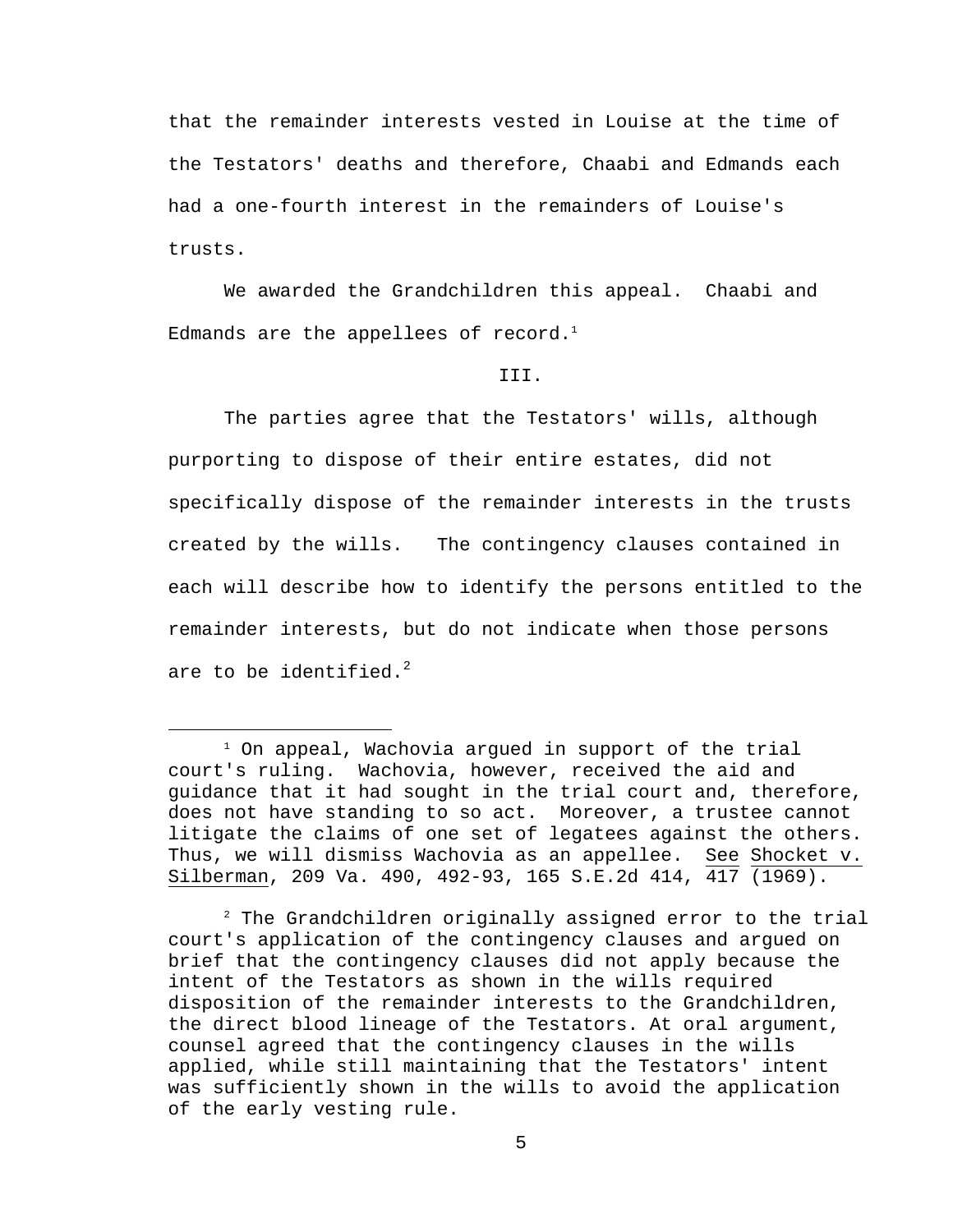that the remainder interests vested in Louise at the time of the Testators' deaths and therefore, Chaabi and Edmands each had a one-fourth interest in the remainders of Louise's trusts.

We awarded the Grandchildren this appeal. Chaabi and Edmands are the appellees of record.[1]

## III.

The parties agree that the Testators' wills, although purporting to dispose of their entire estates, did not specifically dispose of the remainder interests in the trusts created by the wills. The contingency clauses contained in each will describe how to identify the persons entitled to the remainder interests, but do not indicate when those persons are to be identified.[2]

---

[1] On appeal, Wachovia argued in support of the trial court's ruling. Wachovia, however, received the aid and guidance that it had sought in the trial court and, therefore, does not have standing to so act. Moreover, a trustee cannot litigate the claims of one set of legatees against the others. Thus, we will dismiss Wachovia as an appellee. See Shocket v. Silberman, 209 Va. 490, 492-93, 165 S.E.2d 414, 417 (1969).

[2] The Grandchildren originally assigned error to the trial court's application of the contingency clauses and argued on brief that the contingency clauses did not apply because the intent of the Testators as shown in the wills required disposition of the remainder interests to the Grandchildren, the direct blood lineage of the Testators. At oral argument, counsel agreed that the contingency clauses in the wills applied, while still maintaining that the Testators' intent was sufficiently shown in the wills to avoid the application of the early vesting rule.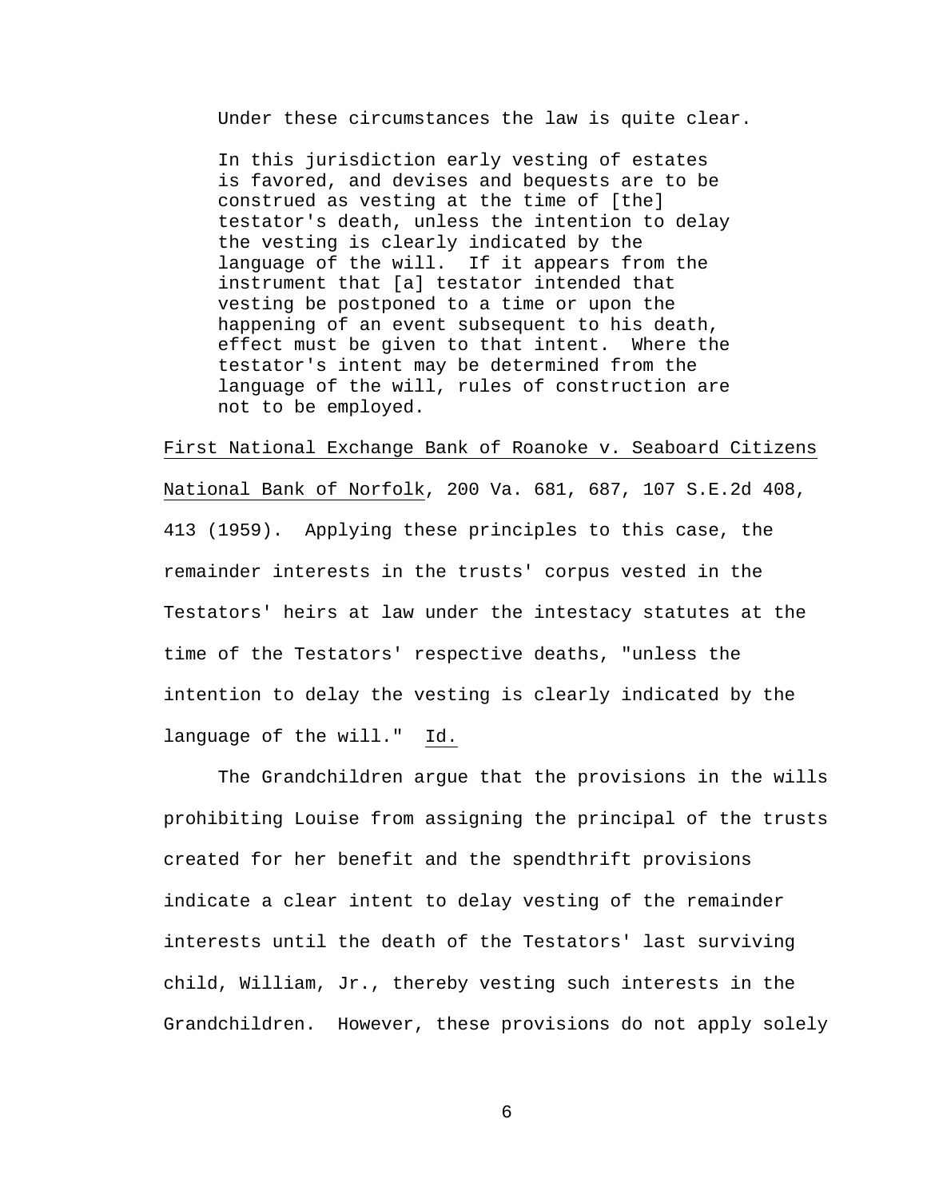Under these circumstances the law is quite clear.

> In this jurisdiction early vesting of estates is favored, and devises and bequests are to be construed as vesting at the time of [the] testator's death, unless the intention to delay the vesting is clearly indicated by the language of the will. If it appears from the instrument that [a] testator intended that vesting be postponed to a time or upon the happening of an event subsequent to his death, effect must be given to that intent. Where the testator's intent may be determined from the language of the will, rules of construction are not to be employed.

First National Exchange Bank of Roanoke v. Seaboard Citizens National Bank of Norfolk, 200 Va. 681, 687, 107 S.E.2d 408, 413 (1959). Applying these principles to this case, the remainder interests in the trusts' corpus vested in the Testators' heirs at law under the intestacy statutes at the time of the Testators' respective deaths, "unless the intention to delay the vesting is clearly indicated by the language of the will." Id.

The Grandchildren argue that the provisions in the wills prohibiting Louise from assigning the principal of the trusts created for her benefit and the spendthrift provisions indicate a clear intent to delay vesting of the remainder interests until the death of the Testators' last surviving child, William, Jr., thereby vesting such interests in the Grandchildren. However, these provisions do not apply solely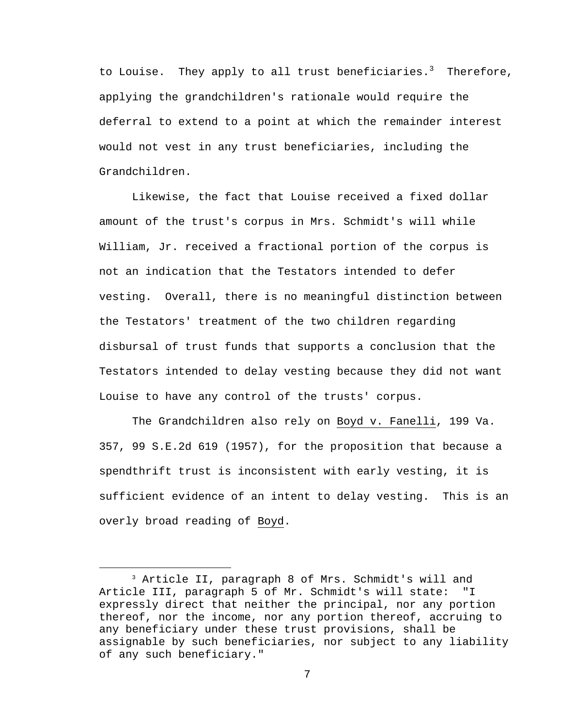to Louise. They apply to all trust beneficiaries.[3] Therefore, applying the grandchildren's rationale would require the deferral to extend to a point at which the remainder interest would not vest in any trust beneficiaries, including the Grandchildren.

Likewise, the fact that Louise received a fixed dollar amount of the trust's corpus in Mrs. Schmidt's will while William, Jr. received a fractional portion of the corpus is not an indication that the Testators intended to defer vesting. Overall, there is no meaningful distinction between the Testators' treatment of the two children regarding disbursal of trust funds that supports a conclusion that the Testators intended to delay vesting because they did not want Louise to have any control of the trusts' corpus.

The Grandchildren also rely on Boyd v. Fanelli, 199 Va. 357, 99 S.E.2d 619 (1957), for the proposition that because a spendthrift trust is inconsistent with early vesting, it is sufficient evidence of an intent to delay vesting. This is an overly broad reading of Boyd.

---

[3] Article II, paragraph 8 of Mrs. Schmidt's will and Article III, paragraph 5 of Mr. Schmidt's will state: "I expressly direct that neither the principal, nor any portion thereof, nor the income, nor any portion thereof, accruing to any beneficiary under these trust provisions, shall be assignable by such beneficiaries, nor subject to any liability of any such beneficiary."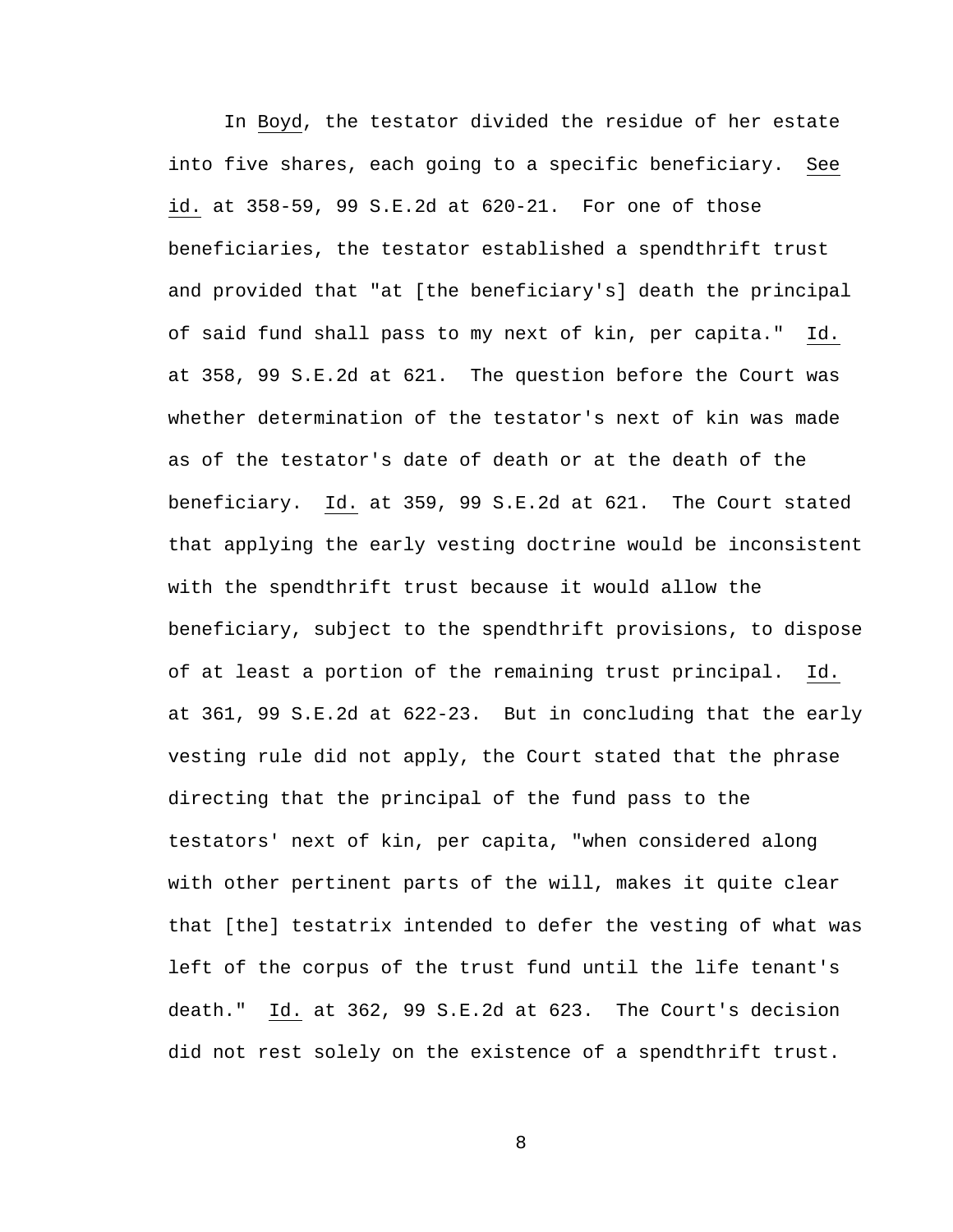In Boyd, the testator divided the residue of her estate into five shares, each going to a specific beneficiary. See id. at 358-59, 99 S.E.2d at 620-21. For one of those beneficiaries, the testator established a spendthrift trust and provided that "at [the beneficiary's] death the principal of said fund shall pass to my next of kin, per capita." Id. at 358, 99 S.E.2d at 621. The question before the Court was whether determination of the testator's next of kin was made as of the testator's date of death or at the death of the beneficiary. Id. at 359, 99 S.E.2d at 621. The Court stated that applying the early vesting doctrine would be inconsistent with the spendthrift trust because it would allow the beneficiary, subject to the spendthrift provisions, to dispose of at least a portion of the remaining trust principal. Id. at 361, 99 S.E.2d at 622-23. But in concluding that the early vesting rule did not apply, the Court stated that the phrase directing that the principal of the fund pass to the testators' next of kin, per capita, "when considered along with other pertinent parts of the will, makes it quite clear that [the] testatrix intended to defer the vesting of what was left of the corpus of the trust fund until the life tenant's death." Id. at 362, 99 S.E.2d at 623. The Court's decision did not rest solely on the existence of a spendthrift trust.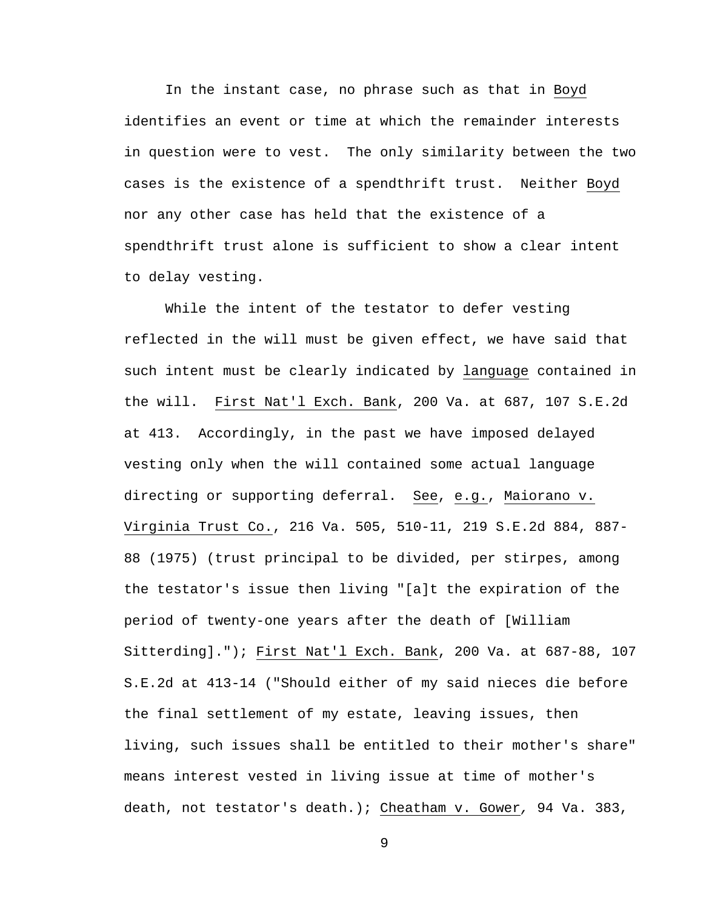In the instant case, no phrase such as that in _Boyd_ identifies an event or time at which the remainder interests in question were to vest. The only similarity between the two cases is the existence of a spendthrift trust. Neither _Boyd_ nor any other case has held that the existence of a spendthrift trust alone is sufficient to show a clear intent to delay vesting.

While the intent of the testator to defer vesting reflected in the will must be given effect, we have said that such intent must be clearly indicated by _language_ contained in the will. _First Nat'l Exch. Bank_, 200 Va. at 687, 107 S.E.2d at 413. Accordingly, in the past we have imposed delayed vesting only when the will contained some actual language directing or supporting deferral. _See_, _e.g._, _Maiorano v. Virginia Trust Co._, 216 Va. 505, 510-11, 219 S.E.2d 884, 887-88 (1975) (trust principal to be divided, per stirpes, among the testator's issue then living "[a]t the expiration of the period of twenty-one years after the death of [William Sitterding]."); _First Nat'l Exch. Bank_, 200 Va. at 687-88, 107 S.E.2d at 413-14 ("Should either of my said nieces die before the final settlement of my estate, leaving issues, then living, such issues shall be entitled to their mother's share" means interest vested in living issue at time of mother's death, not testator's death.); _Cheatham v. Gower_, 94 Va. 383,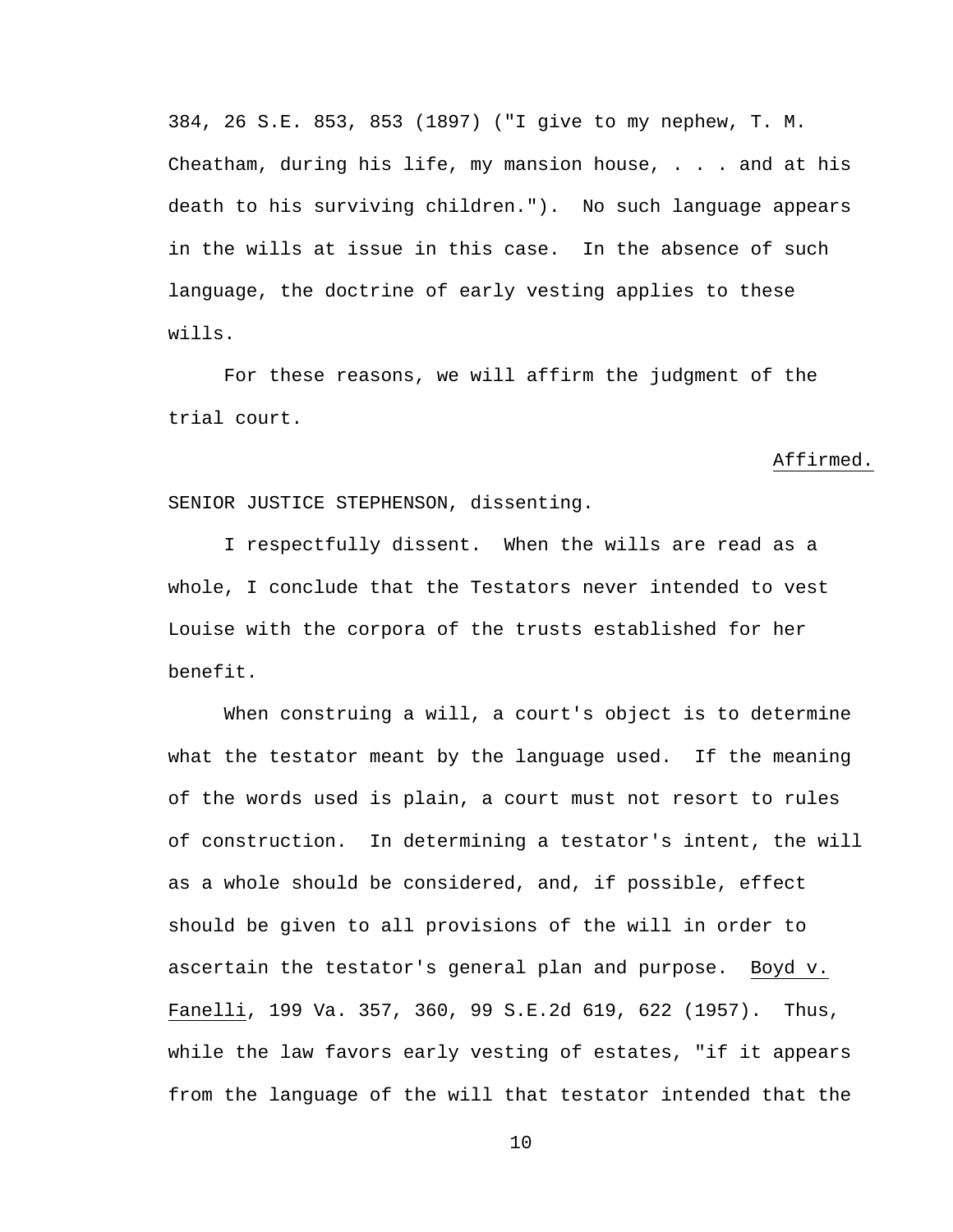384, 26 S.E. 853, 853 (1897) ("I give to my nephew, T. M. Cheatham, during his life, my mansion house, . . . and at his death to his surviving children."). No such language appears in the wills at issue in this case. In the absence of such language, the doctrine of early vesting applies to these wills.

For these reasons, we will affirm the judgment of the trial court.

Affirmed.

SENIOR JUSTICE STEPHENSON, dissenting.

I respectfully dissent. When the wills are read as a whole, I conclude that the Testators never intended to vest Louise with the corpora of the trusts established for her benefit.

When construing a will, a court's object is to determine what the testator meant by the language used. If the meaning of the words used is plain, a court must not resort to rules of construction. In determining a testator's intent, the will as a whole should be considered, and, if possible, effect should be given to all provisions of the will in order to ascertain the testator's general plan and purpose. Boyd v. Fanelli, 199 Va. 357, 360, 99 S.E.2d 619, 622 (1957). Thus, while the law favors early vesting of estates, "if it appears from the language of the will that testator intended that the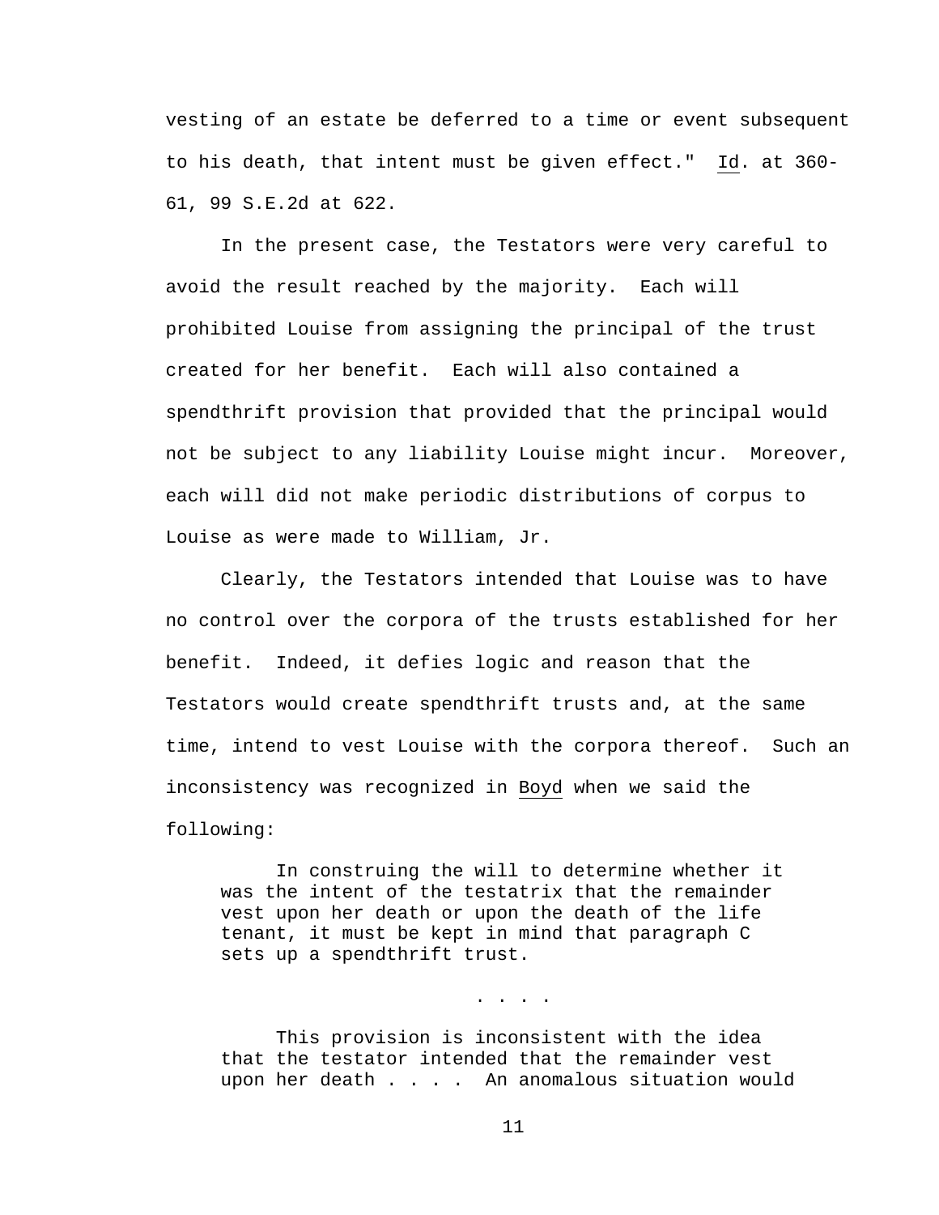vesting of an estate be deferred to a time or event subsequent to his death, that intent must be given effect." _Id_. at 360-61, 99 S.E.2d at 622.

In the present case, the Testators were very careful to avoid the result reached by the majority. Each will prohibited Louise from assigning the principal of the trust created for her benefit. Each will also contained a spendthrift provision that provided that the principal would not be subject to any liability Louise might incur. Moreover, each will did not make periodic distributions of corpus to Louise as were made to William, Jr.

Clearly, the Testators intended that Louise was to have no control over the corpora of the trusts established for her benefit. Indeed, it defies logic and reason that the Testators would create spendthrift trusts and, at the same time, intend to vest Louise with the corpora thereof. Such an inconsistency was recognized in _Boyd_ when we said the following:

> In construing the will to determine whether it was the intent of the testatrix that the remainder vest upon her death or upon the death of the life tenant, it must be kept in mind that paragraph C sets up a spendthrift trust.
>
> . . . .
>
> This provision is inconsistent with the idea that the testator intended that the remainder vest upon her death . . . . An anomalous situation would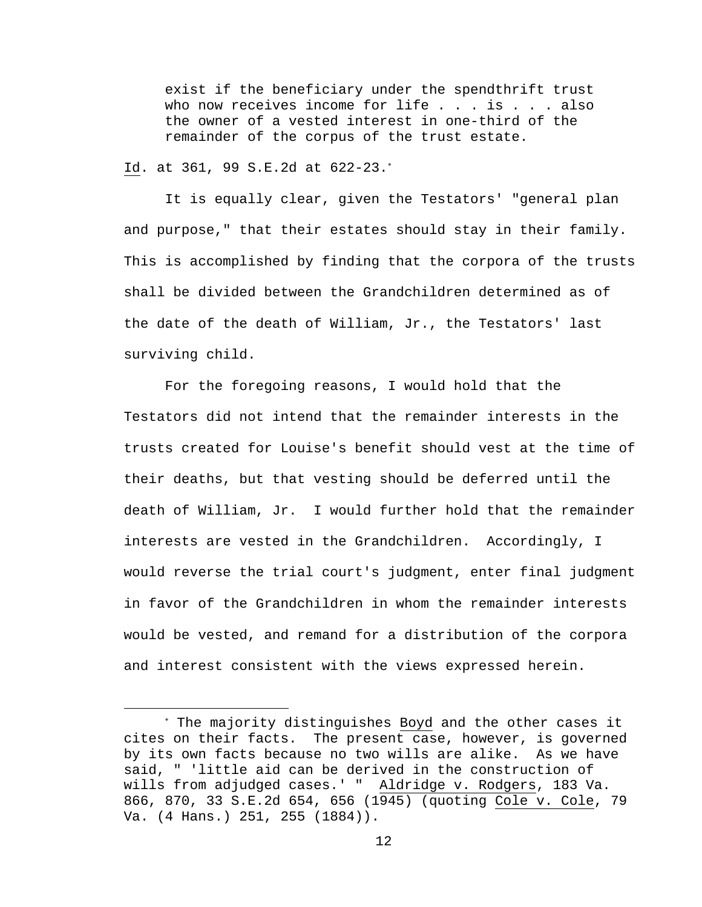exist if the beneficiary under the spendthrift trust who now receives income for life . . . is . . . also the owner of a vested interest in one-third of the remainder of the corpus of the trust estate.

Id. at 361, 99 S.E.2d at 622-23.*

It is equally clear, given the Testators' "general plan and purpose," that their estates should stay in their family. This is accomplished by finding that the corpora of the trusts shall be divided between the Grandchildren determined as of the date of the death of William, Jr., the Testators' last surviving child.

For the foregoing reasons, I would hold that the Testators did not intend that the remainder interests in the trusts created for Louise's benefit should vest at the time of their deaths, but that vesting should be deferred until the death of William, Jr. I would further hold that the remainder interests are vested in the Grandchildren. Accordingly, I would reverse the trial court's judgment, enter final judgment in favor of the Grandchildren in whom the remainder interests would be vested, and remand for a distribution of the corpora and interest consistent with the views expressed herein.

---

\* The majority distinguishes Boyd and the other cases it cites on their facts. The present case, however, is governed by its own facts because no two wills are alike. As we have said, " 'little aid can be derived in the construction of wills from adjudged cases.' " Aldridge v. Rodgers, 183 Va. 866, 870, 33 S.E.2d 654, 656 (1945) (quoting Cole v. Cole, 79 Va. (4 Hans.) 251, 255 (1884)).